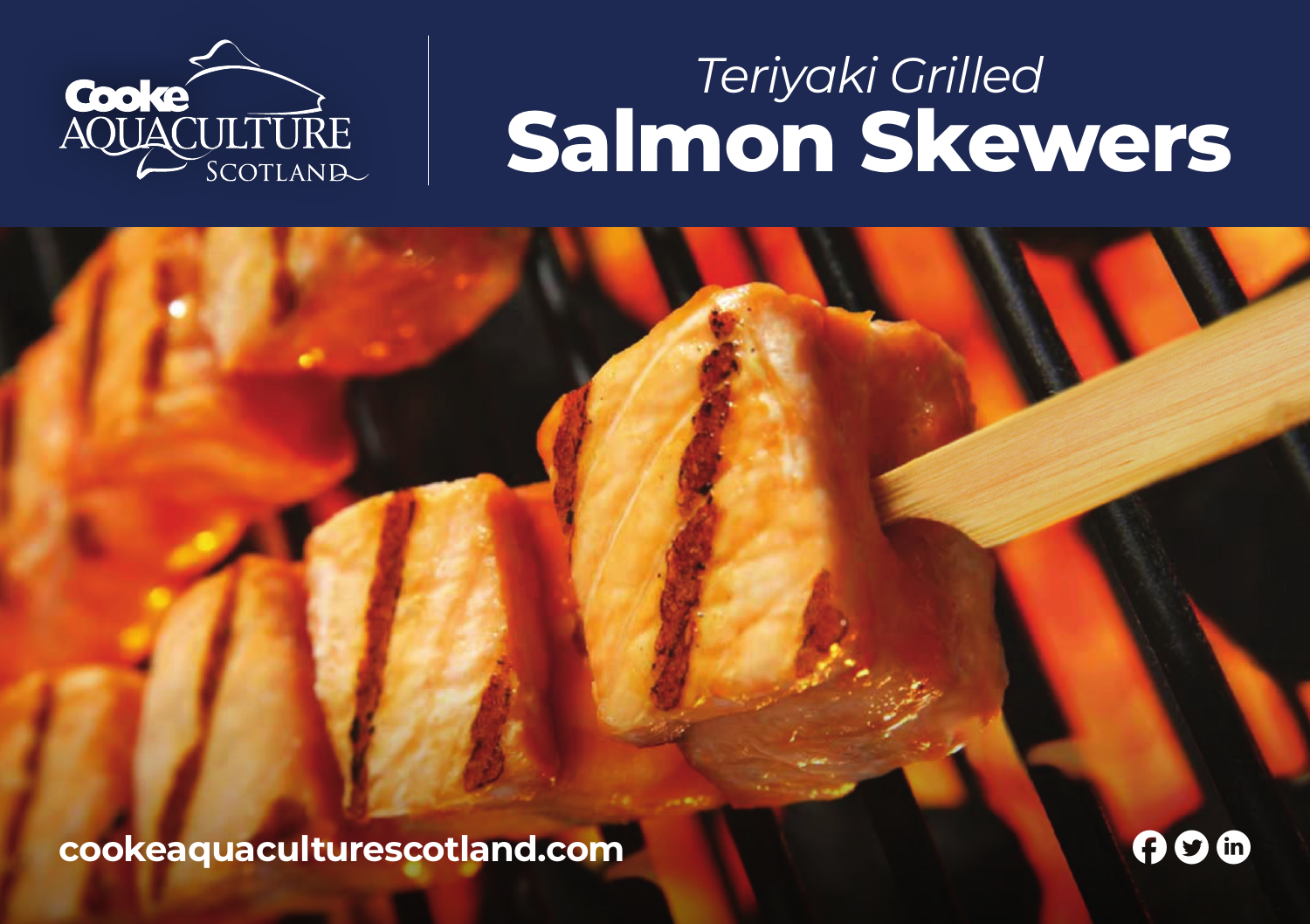Cooke AQUACULTURE SCOTLAND

*Teriyaki Grilled*

# Salmon Skewers

**cookeaquaculturescotland.com**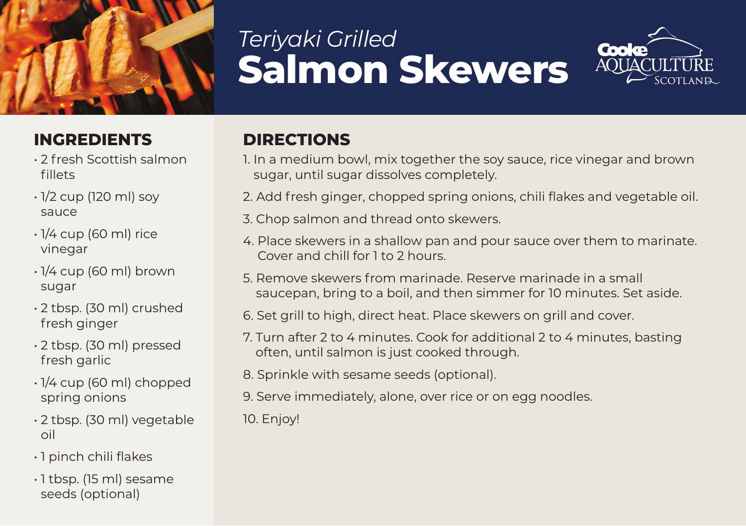# *Teriyaki Grilled* Salmon Skewers

Cooke AQUACULTURE SCOTLAND

## INGREDIENTS

- 2 fresh Scottish salmon fillets
- 1/2 cup (120 ml) soy sauce
- 1/4 cup (60 ml) rice vinegar
- 1/4 cup (60 ml) brown sugar
- 2 tbsp. (30 ml) crushed fresh ginger
- 2 tbsp. (30 ml) pressed fresh garlic
- 1/4 cup (60 ml) chopped spring onions
- 2 tbsp. (30 ml) vegetable oil
- 1 pinch chili flakes
- 1 tbsp. (15 ml) sesame seeds (optional)

## DIRECTIONS

1. In a medium bowl, mix together the soy sauce, rice vinegar and brown sugar, until sugar dissolves completely.
2. Add fresh ginger, chopped spring onions, chili flakes and vegetable oil.
3. Chop salmon and thread onto skewers.
4. Place skewers in a shallow pan and pour sauce over them to marinate. Cover and chill for 1 to 2 hours.
5. Remove skewers from marinade. Reserve marinade in a small saucepan, bring to a boil, and then simmer for 10 minutes. Set aside.
6. Set grill to high, direct heat. Place skewers on grill and cover.
7. Turn after 2 to 4 minutes. Cook for additional 2 to 4 minutes, basting often, until salmon is just cooked through.
8. Sprinkle with sesame seeds (optional).
9. Serve immediately, alone, over rice or on egg noodles.
10. Enjoy!